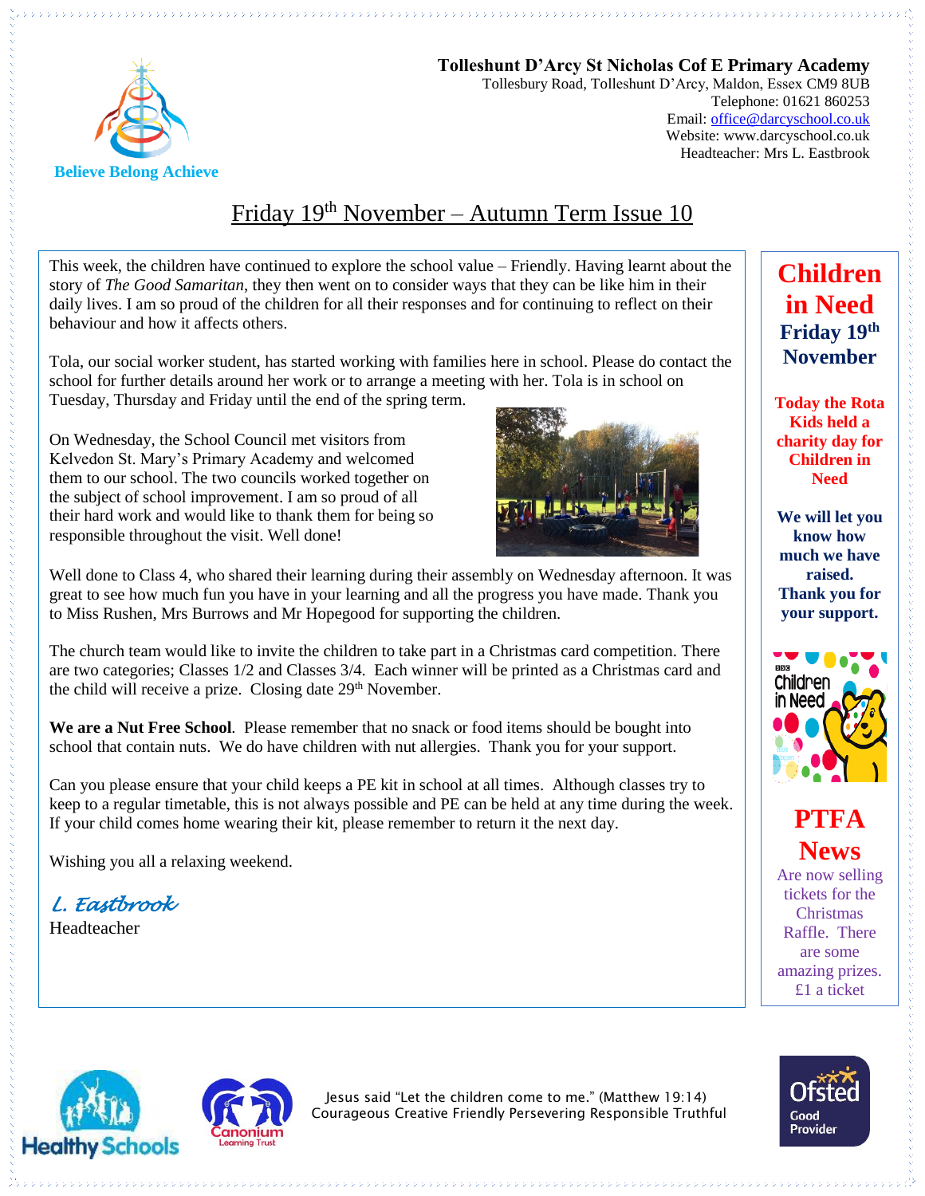**Tolleshunt D'Arcy St Nicholas Cof E Primary Academy**
Tollesbury Road, Tolleshunt D'Arcy, Maldon, Essex CM9 8UB
Telephone: 01621 860253
Email: office@darcyschool.co.uk
Website: www.darcyschool.co.uk
Headteacher: Mrs L. Eastbrook

Believe Belong Achieve

# Friday 19th November – Autumn Term Issue 10

This week, the children have continued to explore the school value – Friendly. Having learnt about the story of *The Good Samaritan*, they then went on to consider ways that they can be like him in their daily lives. I am so proud of the children for all their responses and for continuing to reflect on their behaviour and how it affects others.

Tola, our social worker student, has started working with families here in school. Please do contact the school for further details around her work or to arrange a meeting with her. Tola is in school on Tuesday, Thursday and Friday until the end of the spring term.

On Wednesday, the School Council met visitors from Kelvedon St. Mary's Primary Academy and welcomed them to our school. The two councils worked together on the subject of school improvement. I am so proud of all their hard work and would like to thank them for being so responsible throughout the visit. Well done!

Well done to Class 4, who shared their learning during their assembly on Wednesday afternoon. It was great to see how much fun you have in your learning and all the progress you have made. Thank you to Miss Rushen, Mrs Burrows and Mr Hopegood for supporting the children.

The church team would like to invite the children to take part in a Christmas card competition. There are two categories; Classes 1/2 and Classes 3/4. Each winner will be printed as a Christmas card and the child will receive a prize. Closing date 29th November.

**We are a Nut Free School**. Please remember that no snack or food items should be bought into school that contain nuts. We do have children with nut allergies. Thank you for your support.

Can you please ensure that your child keeps a PE kit in school at all times. Although classes try to keep to a regular timetable, this is not always possible and PE can be held at any time during the week. If your child comes home wearing their kit, please remember to return it the next day.

Wishing you all a relaxing weekend.

*L. Eastbrook*
Headteacher

## Children in Need
### Friday 19th November

**Today the Rota Kids held a charity day for Children in Need**

**We will let you know how much we have raised. Thank you for your support.**

## PTFA News

Are now selling tickets for the Christmas Raffle. There are some amazing prizes. £1 a ticket

Jesus said "Let the children come to me." (Matthew 19:14)
Courageous Creative Friendly Persevering Responsible Truthful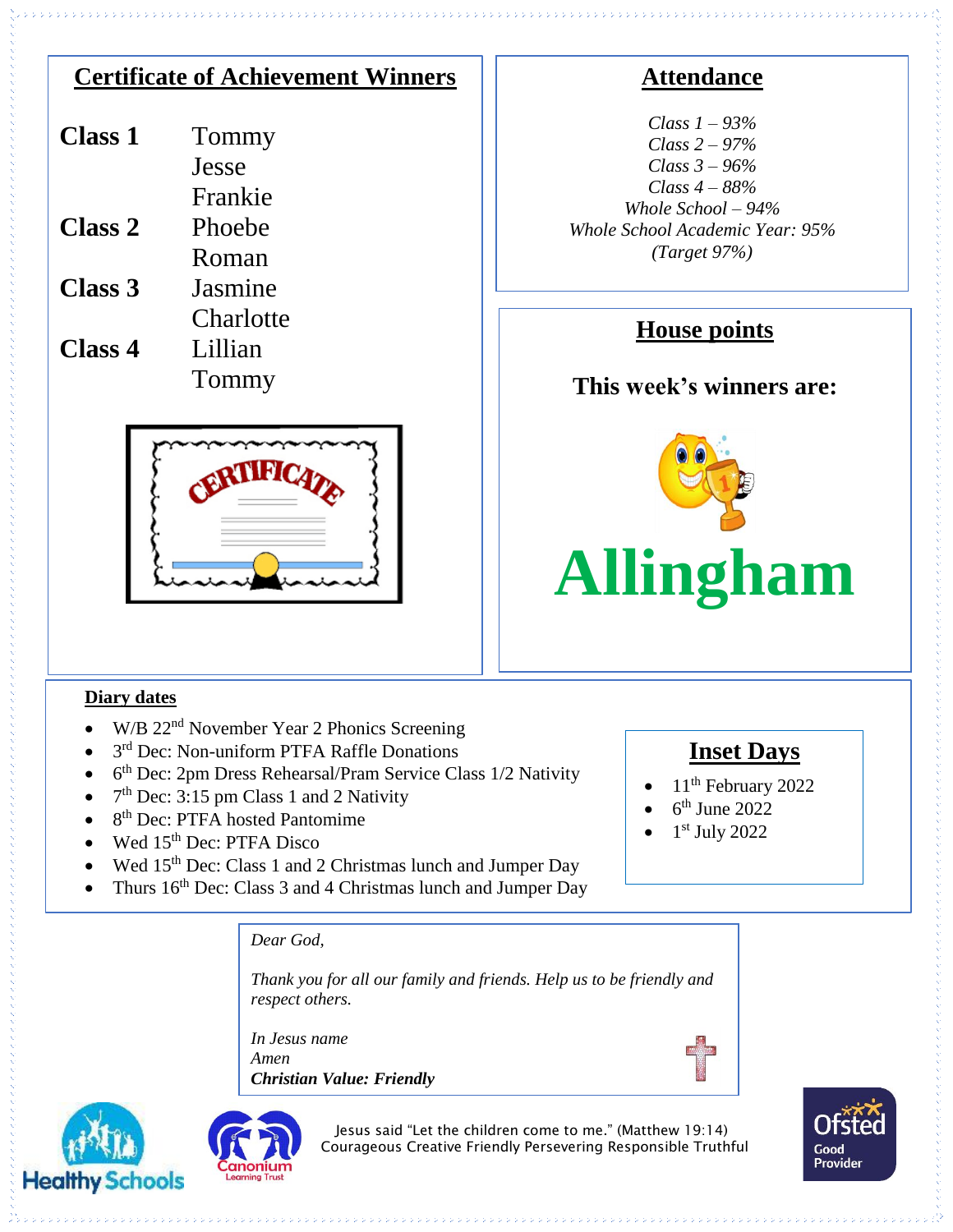## Certificate of Achievement Winners

| | |
|---|---|
| **Class 1** | Tommy |
| | Jesse |
| | Frankie |
| **Class 2** | Phoebe |
| | Roman |
| **Class 3** | Jasmine |
| | Charlotte |
| **Class 4** | Lillian |
| | Tommy |

## Attendance

*Class 1 – 93%*
*Class 2 – 97%*
*Class 3 – 96%*
*Class 4 – 88%*
*Whole School – 94%*
*Whole School Academic Year: 95%*
*(Target 97%)*

## House points

**This week's winners are:**

**Allingham**

### Diary dates

- W/B 22nd November Year 2 Phonics Screening
- 3rd Dec: Non-uniform PTFA Raffle Donations
- 6th Dec: 2pm Dress Rehearsal/Pram Service Class 1/2 Nativity
- 7th Dec: 3:15 pm Class 1 and 2 Nativity
- 8th Dec: PTFA hosted Pantomime
- Wed 15th Dec: PTFA Disco
- Wed 15th Dec: Class 1 and 2 Christmas lunch and Jumper Day
- Thurs 16th Dec: Class 3 and 4 Christmas lunch and Jumper Day

## Inset Days

- 11th February 2022
- 6th June 2022
- 1st July 2022

*Dear God,*

*Thank you for all our family and friends. Help us to be friendly and respect others.*

*In Jesus name*
*Amen*
***Christian Value: Friendly***

Healthy Schools

Canonium Learning Trust

Jesus said "Let the children come to me." (Matthew 19:14)
Courageous Creative Friendly Persevering Responsible Truthful

Ofsted Good Provider